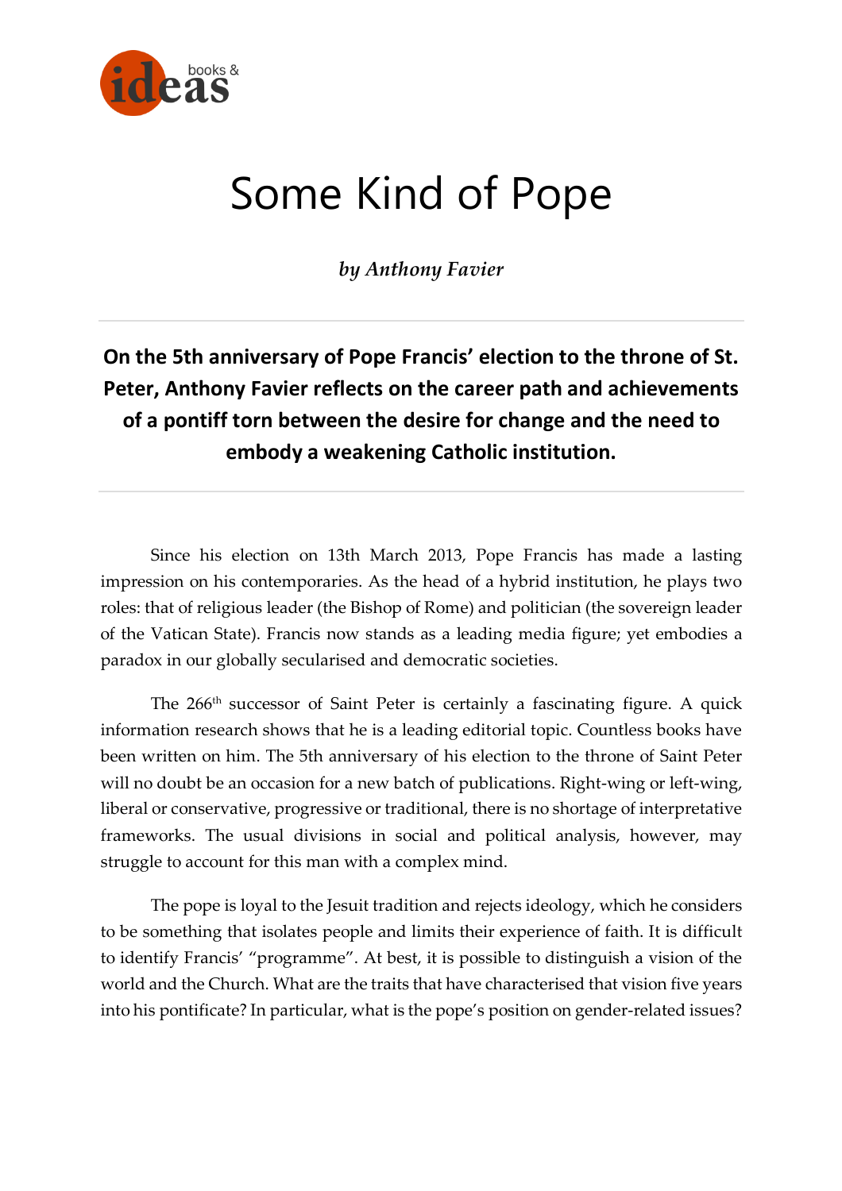# Some Kind of Pope

*by Anthony Favier*

**On the 5th anniversary of Pope Francis' election to the throne of St. Peter, Anthony Favier reflects on the career path and achievements of a pontiff torn between the desire for change and the need to embody a weakening Catholic institution.**

Since his election on 13th March 2013, Pope Francis has made a lasting impression on his contemporaries. As the head of a hybrid institution, he plays two roles: that of religious leader (the Bishop of Rome) and politician (the sovereign leader of the Vatican State). Francis now stands as a leading media figure; yet embodies a paradox in our globally secularised and democratic societies.

The 266th successor of Saint Peter is certainly a fascinating figure. A quick information research shows that he is a leading editorial topic. Countless books have been written on him. The 5th anniversary of his election to the throne of Saint Peter will no doubt be an occasion for a new batch of publications. Right-wing or left-wing, liberal or conservative, progressive or traditional, there is no shortage of interpretative frameworks. The usual divisions in social and political analysis, however, may struggle to account for this man with a complex mind.

The pope is loyal to the Jesuit tradition and rejects ideology, which he considers to be something that isolates people and limits their experience of faith. It is difficult to identify Francis' "programme". At best, it is possible to distinguish a vision of the world and the Church. What are the traits that have characterised that vision five years into his pontificate? In particular, what is the pope's position on gender-related issues?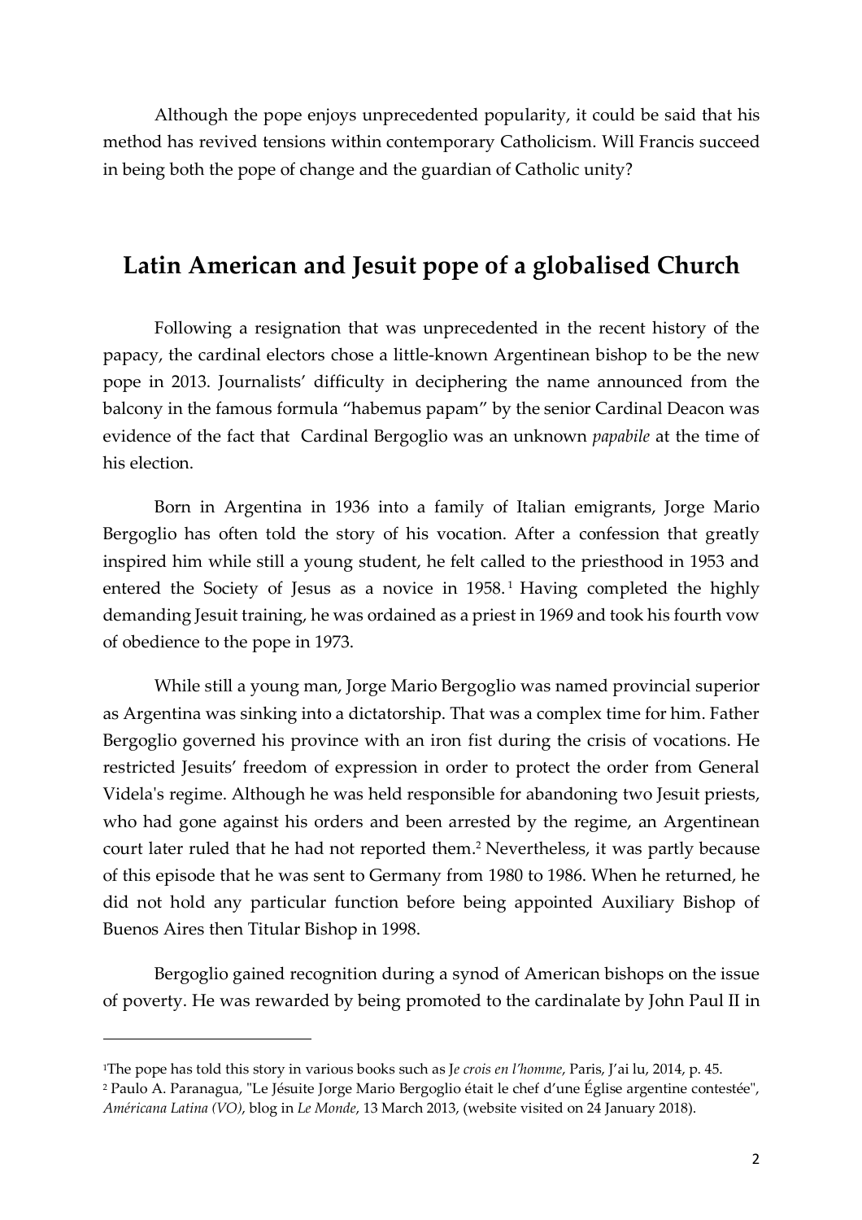Although the pope enjoys unprecedented popularity, it could be said that his method has revived tensions within contemporary Catholicism. Will Francis succeed in being both the pope of change and the guardian of Catholic unity?

## Latin American and Jesuit pope of a globalised Church

Following a resignation that was unprecedented in the recent history of the papacy, the cardinal electors chose a little-known Argentinean bishop to be the new pope in 2013. Journalists' difficulty in deciphering the name announced from the balcony in the famous formula "habemus papam" by the senior Cardinal Deacon was evidence of the fact that Cardinal Bergoglio was an unknown *papabile* at the time of his election.

Born in Argentina in 1936 into a family of Italian emigrants, Jorge Mario Bergoglio has often told the story of his vocation. After a confession that greatly inspired him while still a young student, he felt called to the priesthood in 1953 and entered the Society of Jesus as a novice in 1958.[1] Having completed the highly demanding Jesuit training, he was ordained as a priest in 1969 and took his fourth vow of obedience to the pope in 1973.

While still a young man, Jorge Mario Bergoglio was named provincial superior as Argentina was sinking into a dictatorship. That was a complex time for him. Father Bergoglio governed his province with an iron fist during the crisis of vocations. He restricted Jesuits' freedom of expression in order to protect the order from General Videla's regime. Although he was held responsible for abandoning two Jesuit priests, who had gone against his orders and been arrested by the regime, an Argentinean court later ruled that he had not reported them.[2] Nevertheless, it was partly because of this episode that he was sent to Germany from 1980 to 1986. When he returned, he did not hold any particular function before being appointed Auxiliary Bishop of Buenos Aires then Titular Bishop in 1998.

Bergoglio gained recognition during a synod of American bishops on the issue of poverty. He was rewarded by being promoted to the cardinalate by John Paul II in

---

[1] The pope has told this story in various books such as J*e crois en l'homme*, Paris, J'ai lu, 2014, p. 45.

[2] Paulo A. Paranagua, "Le Jésuite Jorge Mario Bergoglio était le chef d'une Église argentine contestée", *Américana Latina (VO)*, blog in *Le Monde*, 13 March 2013, (website visited on 24 January 2018).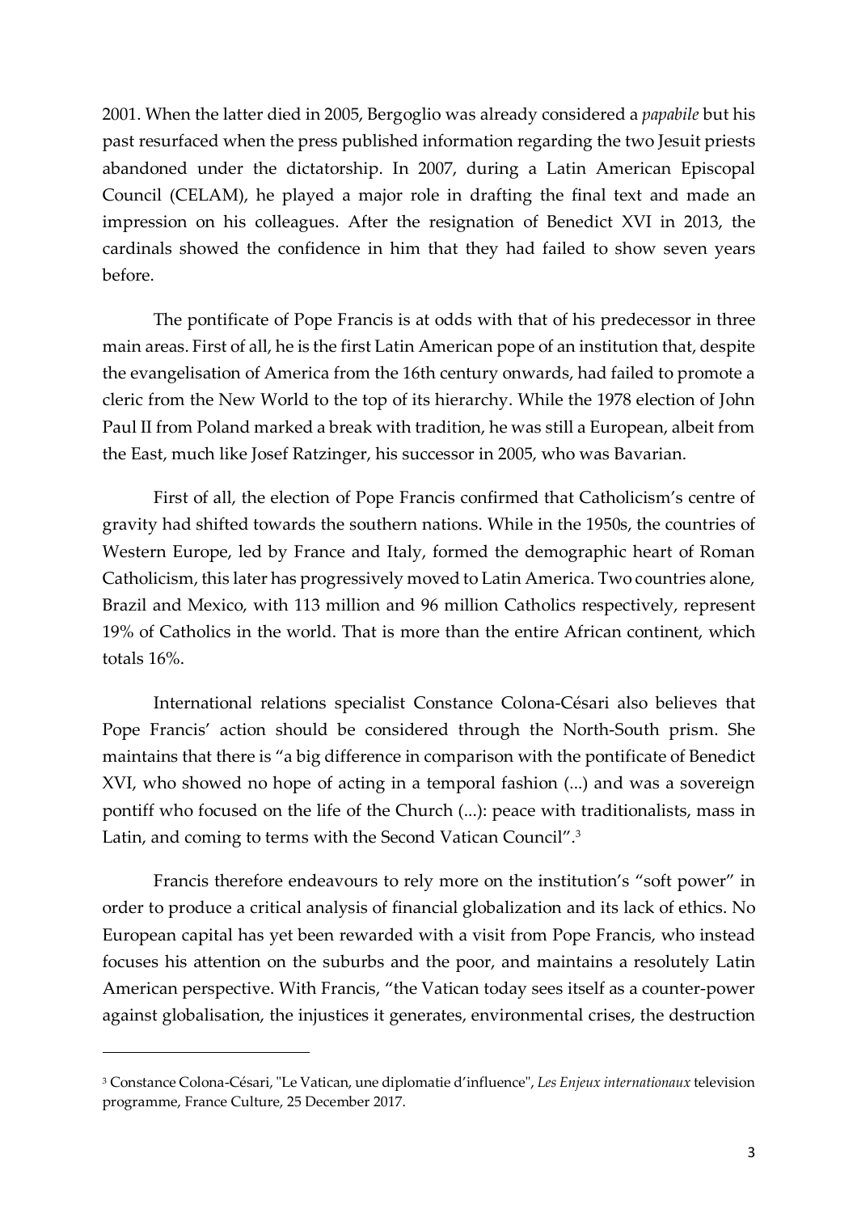2001. When the latter died in 2005, Bergoglio was already considered a *papabile* but his past resurfaced when the press published information regarding the two Jesuit priests abandoned under the dictatorship. In 2007, during a Latin American Episcopal Council (CELAM), he played a major role in drafting the final text and made an impression on his colleagues. After the resignation of Benedict XVI in 2013, the cardinals showed the confidence in him that they had failed to show seven years before.

The pontificate of Pope Francis is at odds with that of his predecessor in three main areas. First of all, he is the first Latin American pope of an institution that, despite the evangelisation of America from the 16th century onwards, had failed to promote a cleric from the New World to the top of its hierarchy. While the 1978 election of John Paul II from Poland marked a break with tradition, he was still a European, albeit from the East, much like Josef Ratzinger, his successor in 2005, who was Bavarian.

First of all, the election of Pope Francis confirmed that Catholicism's centre of gravity had shifted towards the southern nations. While in the 1950s, the countries of Western Europe, led by France and Italy, formed the demographic heart of Roman Catholicism, this later has progressively moved to Latin America. Two countries alone, Brazil and Mexico, with 113 million and 96 million Catholics respectively, represent 19% of Catholics in the world. That is more than the entire African continent, which totals 16%.

International relations specialist Constance Colona-Césari also believes that Pope Francis' action should be considered through the North-South prism. She maintains that there is "a big difference in comparison with the pontificate of Benedict XVI, who showed no hope of acting in a temporal fashion (...) and was a sovereign pontiff who focused on the life of the Church (...): peace with traditionalists, mass in Latin, and coming to terms with the Second Vatican Council".[3]

Francis therefore endeavours to rely more on the institution's "soft power" in order to produce a critical analysis of financial globalization and its lack of ethics. No European capital has yet been rewarded with a visit from Pope Francis, who instead focuses his attention on the suburbs and the poor, and maintains a resolutely Latin American perspective. With Francis, "the Vatican today sees itself as a counter-power against globalisation, the injustices it generates, environmental crises, the destruction

[3] Constance Colona-Césari, "Le Vatican, une diplomatie d'influence", *Les Enjeux internationaux* television programme, France Culture, 25 December 2017.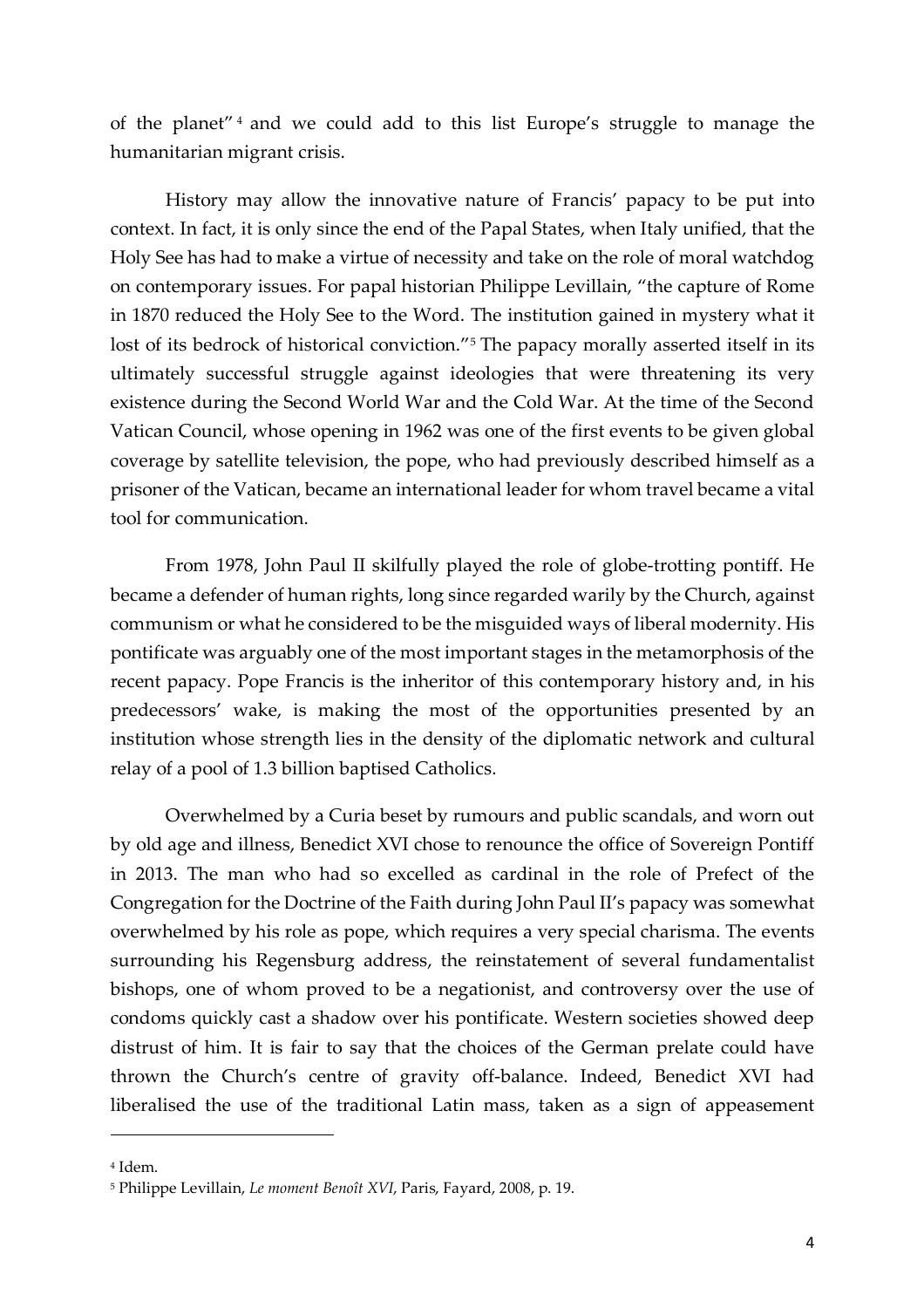of the planet"[4] and we could add to this list Europe's struggle to manage the humanitarian migrant crisis.

History may allow the innovative nature of Francis' papacy to be put into context. In fact, it is only since the end of the Papal States, when Italy unified, that the Holy See has had to make a virtue of necessity and take on the role of moral watchdog on contemporary issues. For papal historian Philippe Levillain, "the capture of Rome in 1870 reduced the Holy See to the Word. The institution gained in mystery what it lost of its bedrock of historical conviction."[5] The papacy morally asserted itself in its ultimately successful struggle against ideologies that were threatening its very existence during the Second World War and the Cold War. At the time of the Second Vatican Council, whose opening in 1962 was one of the first events to be given global coverage by satellite television, the pope, who had previously described himself as a prisoner of the Vatican, became an international leader for whom travel became a vital tool for communication.

From 1978, John Paul II skilfully played the role of globe-trotting pontiff. He became a defender of human rights, long since regarded warily by the Church, against communism or what he considered to be the misguided ways of liberal modernity. His pontificate was arguably one of the most important stages in the metamorphosis of the recent papacy. Pope Francis is the inheritor of this contemporary history and, in his predecessors' wake, is making the most of the opportunities presented by an institution whose strength lies in the density of the diplomatic network and cultural relay of a pool of 1.3 billion baptised Catholics.

Overwhelmed by a Curia beset by rumours and public scandals, and worn out by old age and illness, Benedict XVI chose to renounce the office of Sovereign Pontiff in 2013. The man who had so excelled as cardinal in the role of Prefect of the Congregation for the Doctrine of the Faith during John Paul II's papacy was somewhat overwhelmed by his role as pope, which requires a very special charisma. The events surrounding his Regensburg address, the reinstatement of several fundamentalist bishops, one of whom proved to be a negationist, and controversy over the use of condoms quickly cast a shadow over his pontificate. Western societies showed deep distrust of him. It is fair to say that the choices of the German prelate could have thrown the Church's centre of gravity off-balance. Indeed, Benedict XVI had liberalised the use of the traditional Latin mass, taken as a sign of appeasement

---

[4] Idem.

[5] Philippe Levillain, *Le moment Benoît XVI*, Paris, Fayard, 2008, p. 19.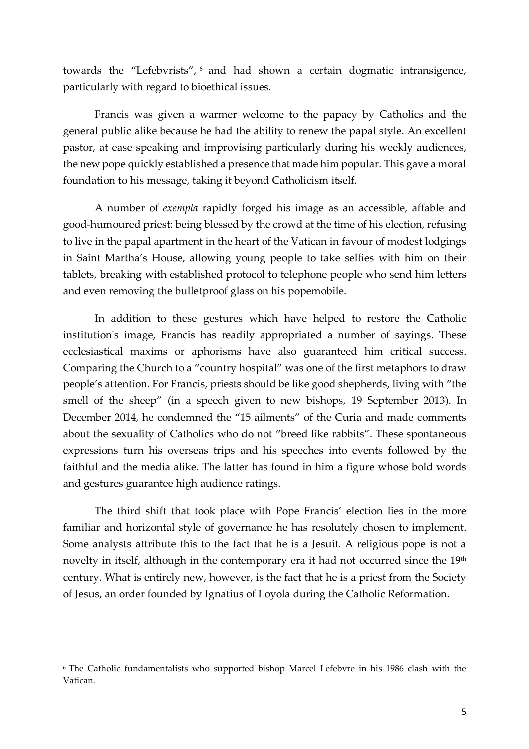towards the "Lefebvrists", [6] and had shown a certain dogmatic intransigence, particularly with regard to bioethical issues.

Francis was given a warmer welcome to the papacy by Catholics and the general public alike because he had the ability to renew the papal style. An excellent pastor, at ease speaking and improvising particularly during his weekly audiences, the new pope quickly established a presence that made him popular. This gave a moral foundation to his message, taking it beyond Catholicism itself.

A number of *exempla* rapidly forged his image as an accessible, affable and good-humoured priest: being blessed by the crowd at the time of his election, refusing to live in the papal apartment in the heart of the Vatican in favour of modest lodgings in Saint Martha's House, allowing young people to take selfies with him on their tablets, breaking with established protocol to telephone people who send him letters and even removing the bulletproof glass on his popemobile.

In addition to these gestures which have helped to restore the Catholic institution's image, Francis has readily appropriated a number of sayings. These ecclesiastical maxims or aphorisms have also guaranteed him critical success. Comparing the Church to a "country hospital" was one of the first metaphors to draw people's attention. For Francis, priests should be like good shepherds, living with "the smell of the sheep" (in a speech given to new bishops, 19 September 2013). In December 2014, he condemned the "15 ailments" of the Curia and made comments about the sexuality of Catholics who do not "breed like rabbits". These spontaneous expressions turn his overseas trips and his speeches into events followed by the faithful and the media alike. The latter has found in him a figure whose bold words and gestures guarantee high audience ratings.

The third shift that took place with Pope Francis' election lies in the more familiar and horizontal style of governance he has resolutely chosen to implement. Some analysts attribute this to the fact that he is a Jesuit. A religious pope is not a novelty in itself, although in the contemporary era it had not occurred since the 19th century. What is entirely new, however, is the fact that he is a priest from the Society of Jesus, an order founded by Ignatius of Loyola during the Catholic Reformation.

[6] The Catholic fundamentalists who supported bishop Marcel Lefebvre in his 1986 clash with the Vatican.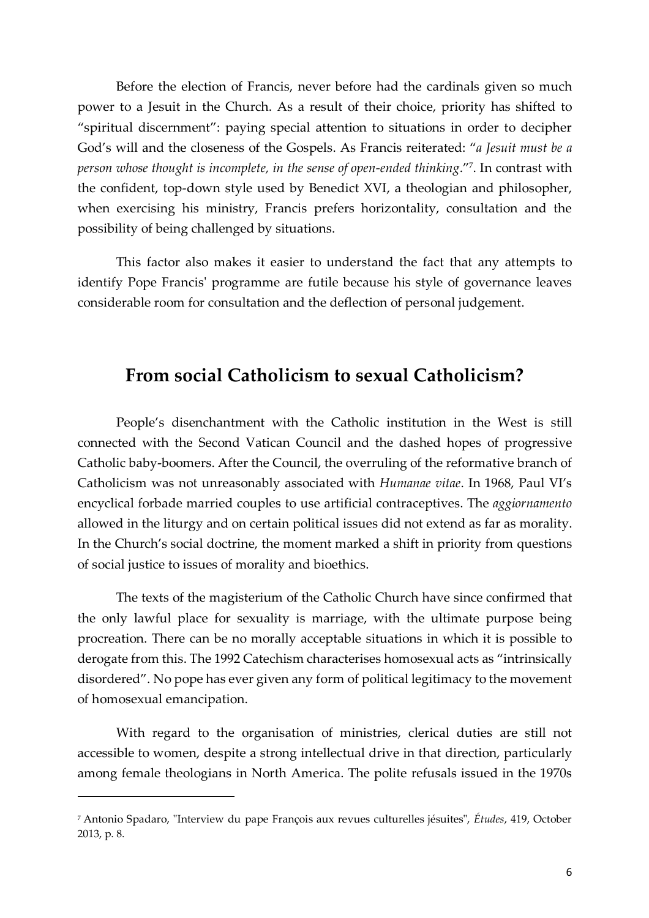Before the election of Francis, never before had the cardinals given so much power to a Jesuit in the Church. As a result of their choice, priority has shifted to "spiritual discernment": paying special attention to situations in order to decipher God's will and the closeness of the Gospels. As Francis reiterated: "*a Jesuit must be a person whose thought is incomplete, in the sense of open-ended thinking*."[7]. In contrast with the confident, top-down style used by Benedict XVI, a theologian and philosopher, when exercising his ministry, Francis prefers horizontality, consultation and the possibility of being challenged by situations.

This factor also makes it easier to understand the fact that any attempts to identify Pope Francis' programme are futile because his style of governance leaves considerable room for consultation and the deflection of personal judgement.

## From social Catholicism to sexual Catholicism?

People's disenchantment with the Catholic institution in the West is still connected with the Second Vatican Council and the dashed hopes of progressive Catholic baby-boomers. After the Council, the overruling of the reformative branch of Catholicism was not unreasonably associated with *Humanae vitae*. In 1968, Paul VI's encyclical forbade married couples to use artificial contraceptives. The *aggiornamento* allowed in the liturgy and on certain political issues did not extend as far as morality. In the Church's social doctrine, the moment marked a shift in priority from questions of social justice to issues of morality and bioethics.

The texts of the magisterium of the Catholic Church have since confirmed that the only lawful place for sexuality is marriage, with the ultimate purpose being procreation. There can be no morally acceptable situations in which it is possible to derogate from this. The 1992 Catechism characterises homosexual acts as "intrinsically disordered". No pope has ever given any form of political legitimacy to the movement of homosexual emancipation.

With regard to the organisation of ministries, clerical duties are still not accessible to women, despite a strong intellectual drive in that direction, particularly among female theologians in North America. The polite refusals issued in the 1970s

---

[7] Antonio Spadaro, "Interview du pape François aux revues culturelles jésuites", *Études*, 419, October 2013, p. 8.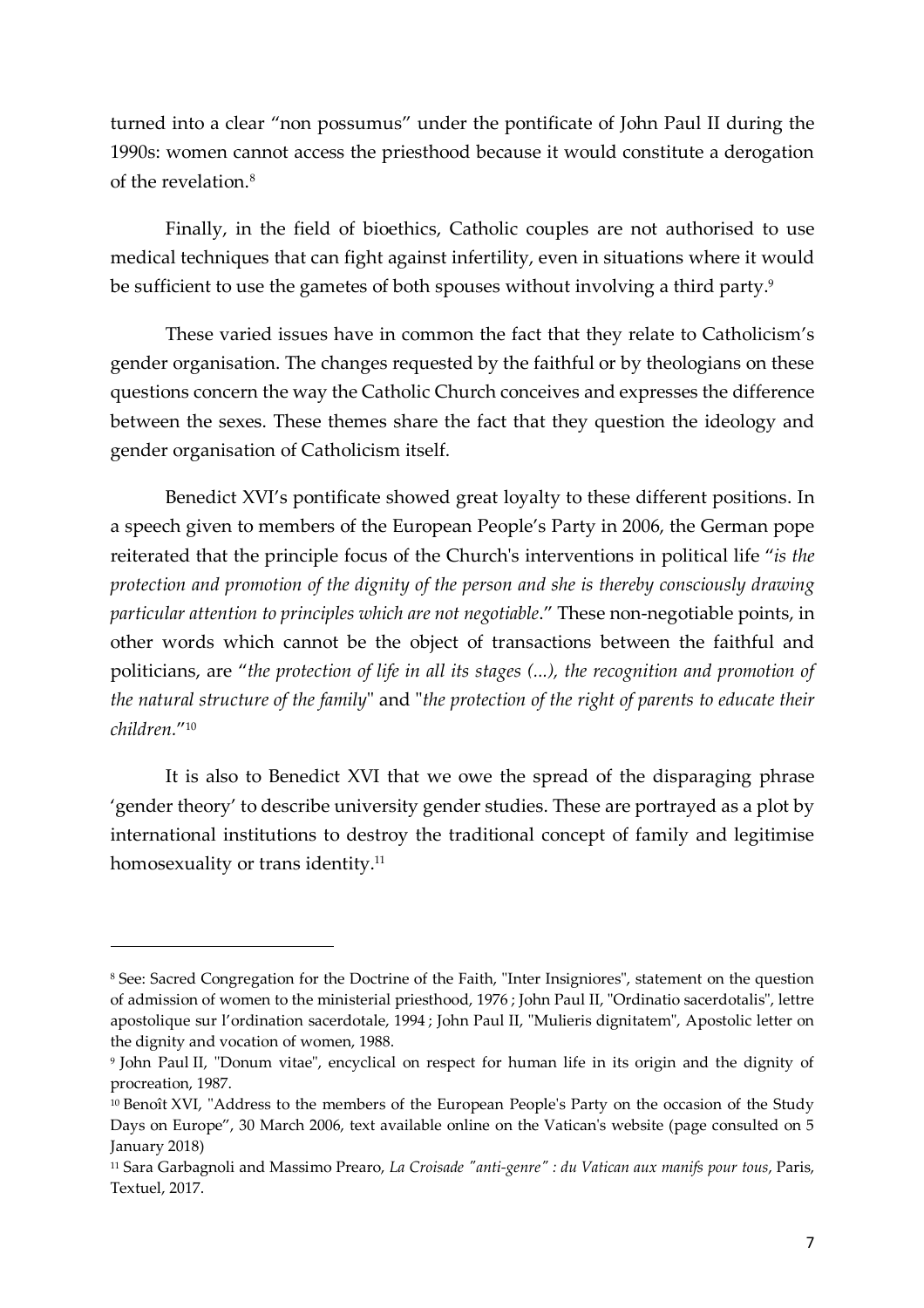turned into a clear “non possumus” under the pontificate of John Paul II during the 1990s: women cannot access the priesthood because it would constitute a derogation of the revelation.[8]

Finally, in the field of bioethics, Catholic couples are not authorised to use medical techniques that can fight against infertility, even in situations where it would be sufficient to use the gametes of both spouses without involving a third party.[9]

These varied issues have in common the fact that they relate to Catholicism’s gender organisation. The changes requested by the faithful or by theologians on these questions concern the way the Catholic Church conceives and expresses the difference between the sexes. These themes share the fact that they question the ideology and gender organisation of Catholicism itself.

Benedict XVI’s pontificate showed great loyalty to these different positions. In a speech given to members of the European People’s Party in 2006, the German pope reiterated that the principle focus of the Church's interventions in political life “*is the protection and promotion of the dignity of the person and she is thereby consciously drawing particular attention to principles which are not negotiable*.” These non-negotiable points, in other words which cannot be the object of transactions between the faithful and politicians, are “*the protection of life in all its stages (...), the recognition and promotion of the natural structure of the family*" and "*the protection of the right of parents to educate their children.*”[10]

It is also to Benedict XVI that we owe the spread of the disparaging phrase ‘gender theory’ to describe university gender studies. These are portrayed as a plot by international institutions to destroy the traditional concept of family and legitimise homosexuality or trans identity.[11]

---

[8] See: Sacred Congregation for the Doctrine of the Faith, "Inter Insigniores", statement on the question of admission of women to the ministerial priesthood, 1976 ; John Paul II, "Ordinatio sacerdotalis", lettre apostolique sur l’ordination sacerdotale, 1994 ; John Paul II, "Mulieris dignitatem", Apostolic letter on the dignity and vocation of women, 1988.

[9] John Paul II, "Donum vitae", encyclical on respect for human life in its origin and the dignity of procreation, 1987.

[10] Benoît XVI, "Address to the members of the European People's Party on the occasion of the Study Days on Europe”, 30 March 2006, text available online on the Vatican's website (page consulted on 5 January 2018)

[11] Sara Garbagnoli and Massimo Prearo, *La Croisade "anti-genre" : du Vatican aux manifs pour tous*, Paris, Textuel, 2017.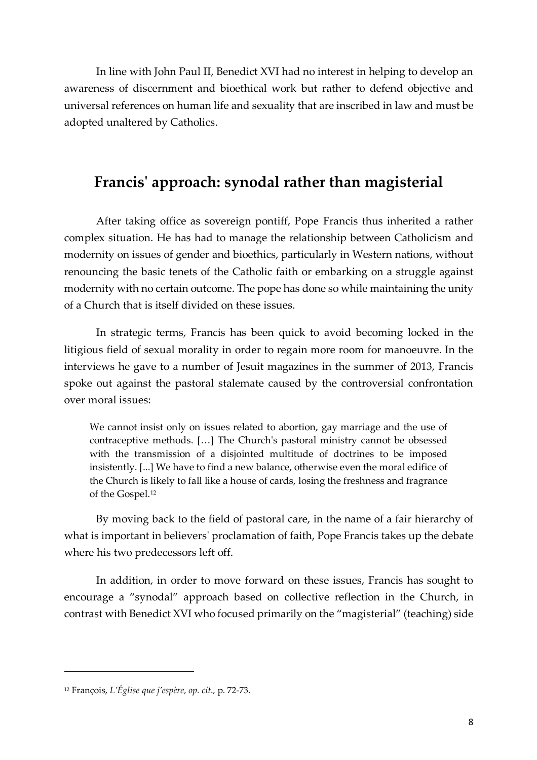In line with John Paul II, Benedict XVI had no interest in helping to develop an awareness of discernment and bioethical work but rather to defend objective and universal references on human life and sexuality that are inscribed in law and must be adopted unaltered by Catholics.

## Francis' approach: synodal rather than magisterial

After taking office as sovereign pontiff, Pope Francis thus inherited a rather complex situation. He has had to manage the relationship between Catholicism and modernity on issues of gender and bioethics, particularly in Western nations, without renouncing the basic tenets of the Catholic faith or embarking on a struggle against modernity with no certain outcome. The pope has done so while maintaining the unity of a Church that is itself divided on these issues.

In strategic terms, Francis has been quick to avoid becoming locked in the litigious field of sexual morality in order to regain more room for manoeuvre. In the interviews he gave to a number of Jesuit magazines in the summer of 2013, Francis spoke out against the pastoral stalemate caused by the controversial confrontation over moral issues:

> We cannot insist only on issues related to abortion, gay marriage and the use of contraceptive methods. […] The Church's pastoral ministry cannot be obsessed with the transmission of a disjointed multitude of doctrines to be imposed insistently. [...] We have to find a new balance, otherwise even the moral edifice of the Church is likely to fall like a house of cards, losing the freshness and fragrance of the Gospel.[12]

By moving back to the field of pastoral care, in the name of a fair hierarchy of what is important in believers' proclamation of faith, Pope Francis takes up the debate where his two predecessors left off.

In addition, in order to move forward on these issues, Francis has sought to encourage a "synodal" approach based on collective reflection in the Church, in contrast with Benedict XVI who focused primarily on the "magisterial" (teaching) side

---

[12] François, *L'Église que j'espère, op. cit.*, p. 72-73.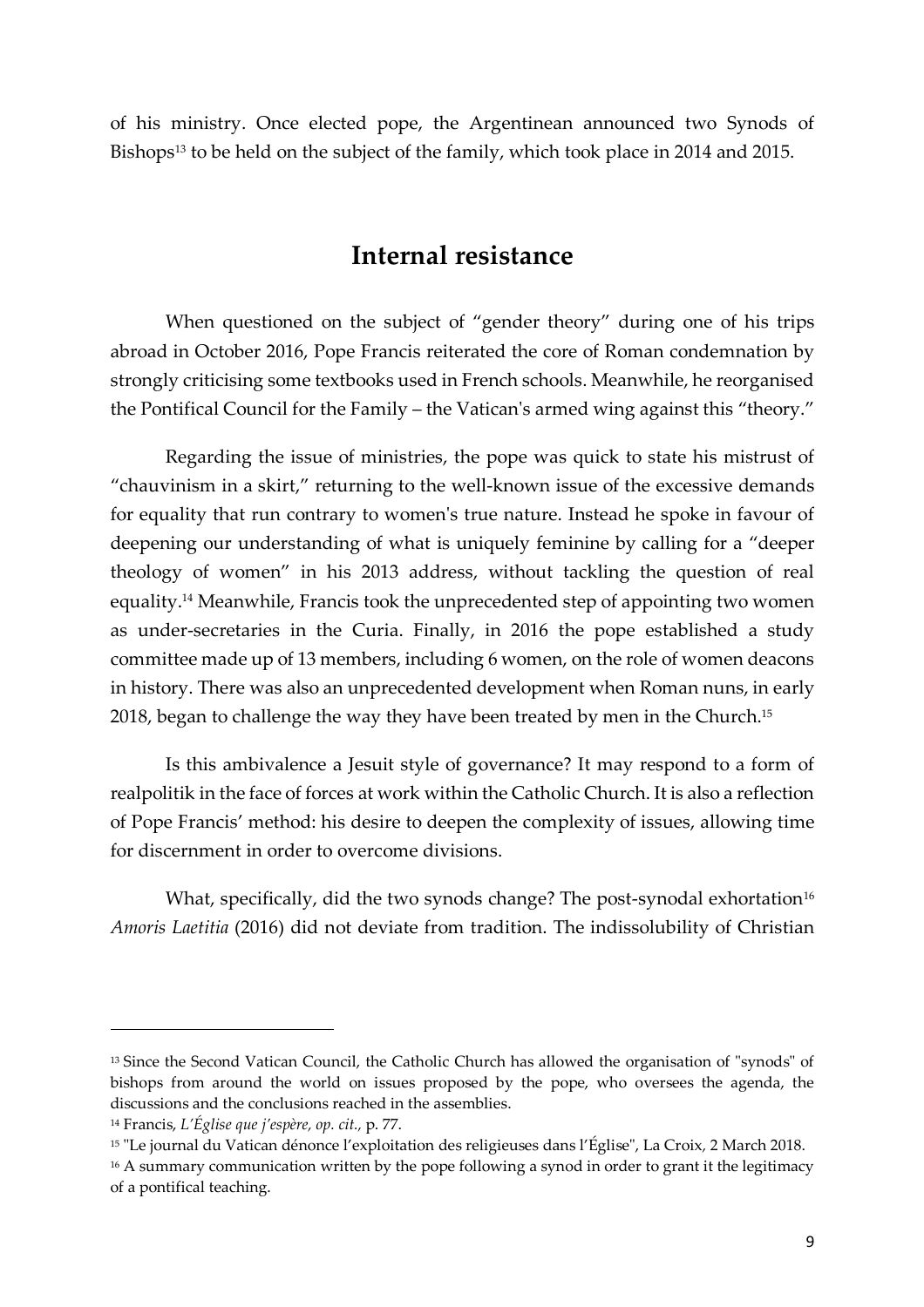of his ministry. Once elected pope, the Argentinean announced two Synods of Bishops[13] to be held on the subject of the family, which took place in 2014 and 2015.

## Internal resistance

When questioned on the subject of "gender theory" during one of his trips abroad in October 2016, Pope Francis reiterated the core of Roman condemnation by strongly criticising some textbooks used in French schools. Meanwhile, he reorganised the Pontifical Council for the Family – the Vatican's armed wing against this "theory."

Regarding the issue of ministries, the pope was quick to state his mistrust of "chauvinism in a skirt," returning to the well-known issue of the excessive demands for equality that run contrary to women's true nature. Instead he spoke in favour of deepening our understanding of what is uniquely feminine by calling for a "deeper theology of women" in his 2013 address, without tackling the question of real equality.[14] Meanwhile, Francis took the unprecedented step of appointing two women as under-secretaries in the Curia. Finally, in 2016 the pope established a study committee made up of 13 members, including 6 women, on the role of women deacons in history. There was also an unprecedented development when Roman nuns, in early 2018, began to challenge the way they have been treated by men in the Church.[15]

Is this ambivalence a Jesuit style of governance? It may respond to a form of realpolitik in the face of forces at work within the Catholic Church. It is also a reflection of Pope Francis' method: his desire to deepen the complexity of issues, allowing time for discernment in order to overcome divisions.

What, specifically, did the two synods change? The post-synodal exhortation[16] *Amoris Laetitia* (2016) did not deviate from tradition. The indissolubility of Christian

---

[13] Since the Second Vatican Council, the Catholic Church has allowed the organisation of "synods" of bishops from around the world on issues proposed by the pope, who oversees the agenda, the discussions and the conclusions reached in the assemblies.

[14] Francis, *L'Église que j'espère, op. cit.,* p. 77.

[15] "Le journal du Vatican dénonce l'exploitation des religieuses dans l'Église", La Croix, 2 March 2018.

[16] A summary communication written by the pope following a synod in order to grant it the legitimacy of a pontifical teaching.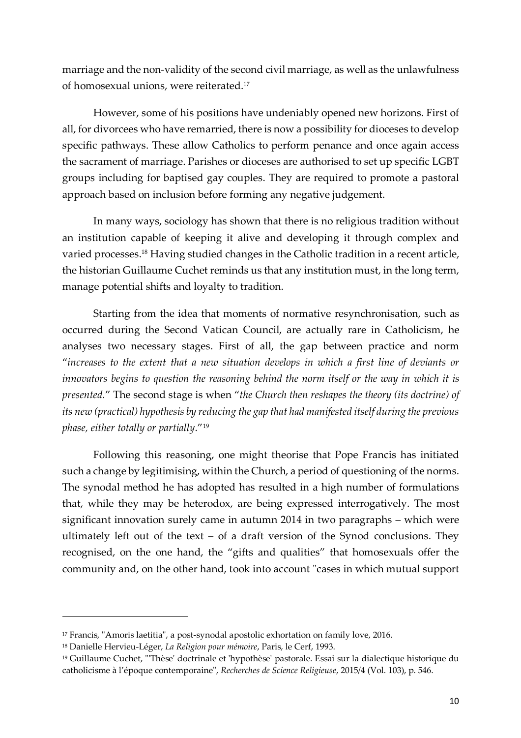marriage and the non-validity of the second civil marriage, as well as the unlawfulness of homosexual unions, were reiterated.[17]

However, some of his positions have undeniably opened new horizons. First of all, for divorcees who have remarried, there is now a possibility for dioceses to develop specific pathways. These allow Catholics to perform penance and once again access the sacrament of marriage. Parishes or dioceses are authorised to set up specific LGBT groups including for baptised gay couples. They are required to promote a pastoral approach based on inclusion before forming any negative judgement.

In many ways, sociology has shown that there is no religious tradition without an institution capable of keeping it alive and developing it through complex and varied processes.[18] Having studied changes in the Catholic tradition in a recent article, the historian Guillaume Cuchet reminds us that any institution must, in the long term, manage potential shifts and loyalty to tradition.

Starting from the idea that moments of normative resynchronisation, such as occurred during the Second Vatican Council, are actually rare in Catholicism, he analyses two necessary stages. First of all, the gap between practice and norm "*increases to the extent that a new situation develops in which a first line of deviants or innovators begins to question the reasoning behind the norm itself or the way in which it is presented.*" The second stage is when "*the Church then reshapes the theory (its doctrine) of its new (practical) hypothesis by reducing the gap that had manifested itself during the previous phase, either totally or partially*."[19]

Following this reasoning, one might theorise that Pope Francis has initiated such a change by legitimising, within the Church, a period of questioning of the norms. The synodal method he has adopted has resulted in a high number of formulations that, while they may be heterodox, are being expressed interrogatively. The most significant innovation surely came in autumn 2014 in two paragraphs – which were ultimately left out of the text – of a draft version of the Synod conclusions. They recognised, on the one hand, the "gifts and qualities" that homosexuals offer the community and, on the other hand, took into account "cases in which mutual support

---

[17] Francis, "Amoris laetitia", a post-synodal apostolic exhortation on family love, 2016.

[18] Danielle Hervieu-Léger, *La Religion pour mémoire*, Paris, le Cerf, 1993.

[19] Guillaume Cuchet, "'Thèse' doctrinale et 'hypothèse' pastorale. Essai sur la dialectique historique du catholicisme à l'époque contemporaine", *Recherches de Science Religieuse*, 2015/4 (Vol. 103), p. 546.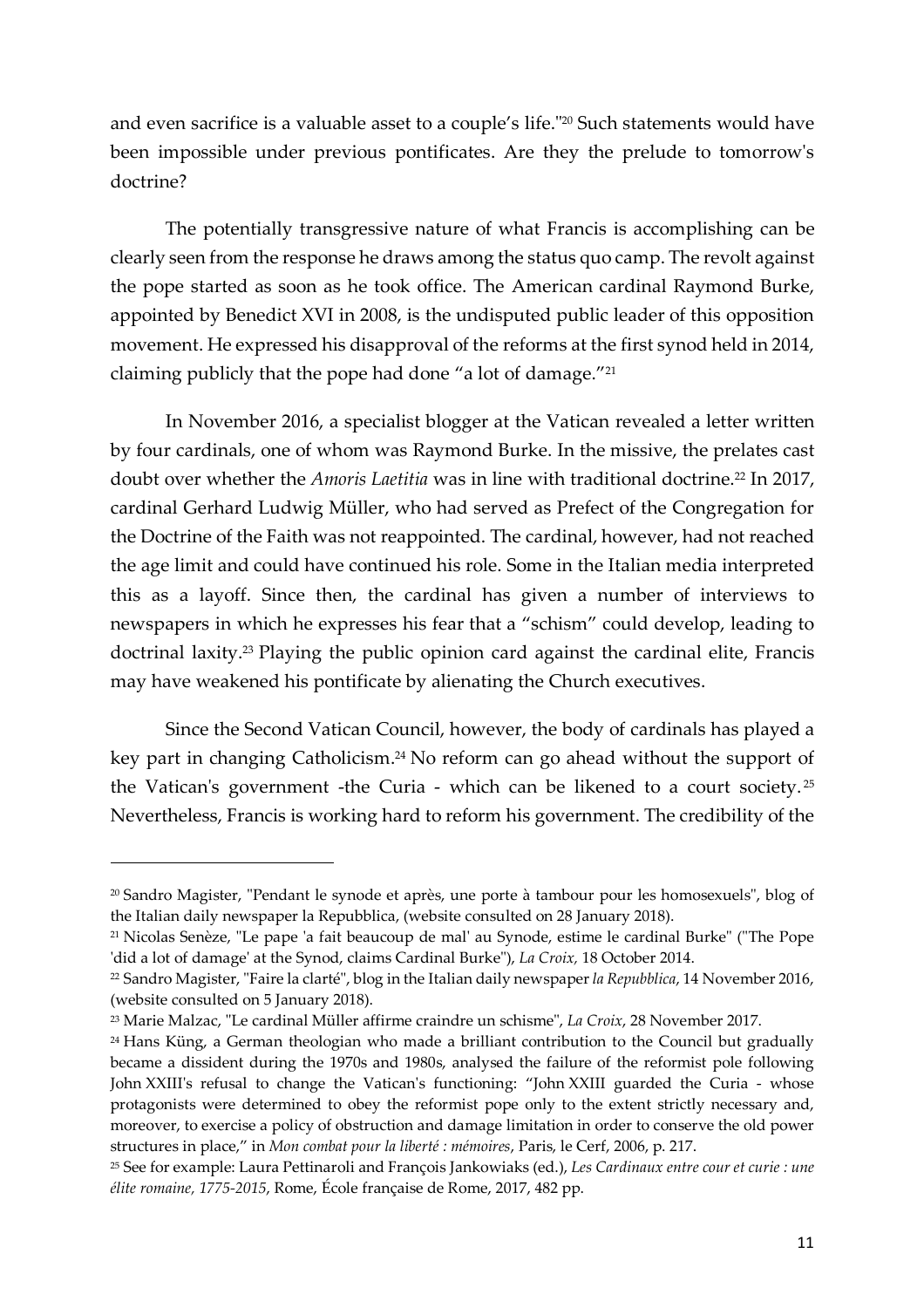and even sacrifice is a valuable asset to a couple's life."[20] Such statements would have been impossible under previous pontificates. Are they the prelude to tomorrow's doctrine?

The potentially transgressive nature of what Francis is accomplishing can be clearly seen from the response he draws among the status quo camp. The revolt against the pope started as soon as he took office. The American cardinal Raymond Burke, appointed by Benedict XVI in 2008, is the undisputed public leader of this opposition movement. He expressed his disapproval of the reforms at the first synod held in 2014, claiming publicly that the pope had done "a lot of damage."[21]

In November 2016, a specialist blogger at the Vatican revealed a letter written by four cardinals, one of whom was Raymond Burke. In the missive, the prelates cast doubt over whether the *Amoris Laetitia* was in line with traditional doctrine.[22] In 2017, cardinal Gerhard Ludwig Müller, who had served as Prefect of the Congregation for the Doctrine of the Faith was not reappointed. The cardinal, however, had not reached the age limit and could have continued his role. Some in the Italian media interpreted this as a layoff. Since then, the cardinal has given a number of interviews to newspapers in which he expresses his fear that a "schism" could develop, leading to doctrinal laxity.[23] Playing the public opinion card against the cardinal elite, Francis may have weakened his pontificate by alienating the Church executives.

Since the Second Vatican Council, however, the body of cardinals has played a key part in changing Catholicism.[24] No reform can go ahead without the support of the Vatican's government -the Curia - which can be likened to a court society.[25] Nevertheless, Francis is working hard to reform his government. The credibility of the

---

[20] Sandro Magister, "Pendant le synode et après, une porte à tambour pour les homosexuels", blog of the Italian daily newspaper la Repubblica, (website consulted on 28 January 2018).

[21] Nicolas Senèze, "Le pape 'a fait beaucoup de mal' au Synode, estime le cardinal Burke" ("The Pope 'did a lot of damage' at the Synod, claims Cardinal Burke"), *La Croix*, 18 October 2014.

[22] Sandro Magister, "Faire la clarté", blog in the Italian daily newspaper *la Repubblica*, 14 November 2016, (website consulted on 5 January 2018).

[23] Marie Malzac, "Le cardinal Müller affirme craindre un schisme", *La Croix*, 28 November 2017.

[24] Hans Küng, a German theologian who made a brilliant contribution to the Council but gradually became a dissident during the 1970s and 1980s, analysed the failure of the reformist pole following John XXIII's refusal to change the Vatican's functioning: "John XXIII guarded the Curia - whose protagonists were determined to obey the reformist pope only to the extent strictly necessary and, moreover, to exercise a policy of obstruction and damage limitation in order to conserve the old power structures in place," in *Mon combat pour la liberté : mémoires*, Paris, le Cerf, 2006, p. 217.

[25] See for example: Laura Pettinaroli and François Jankowiaks (ed.), *Les Cardinaux entre cour et curie : une élite romaine, 1775-2015*, Rome, École française de Rome, 2017, 482 pp.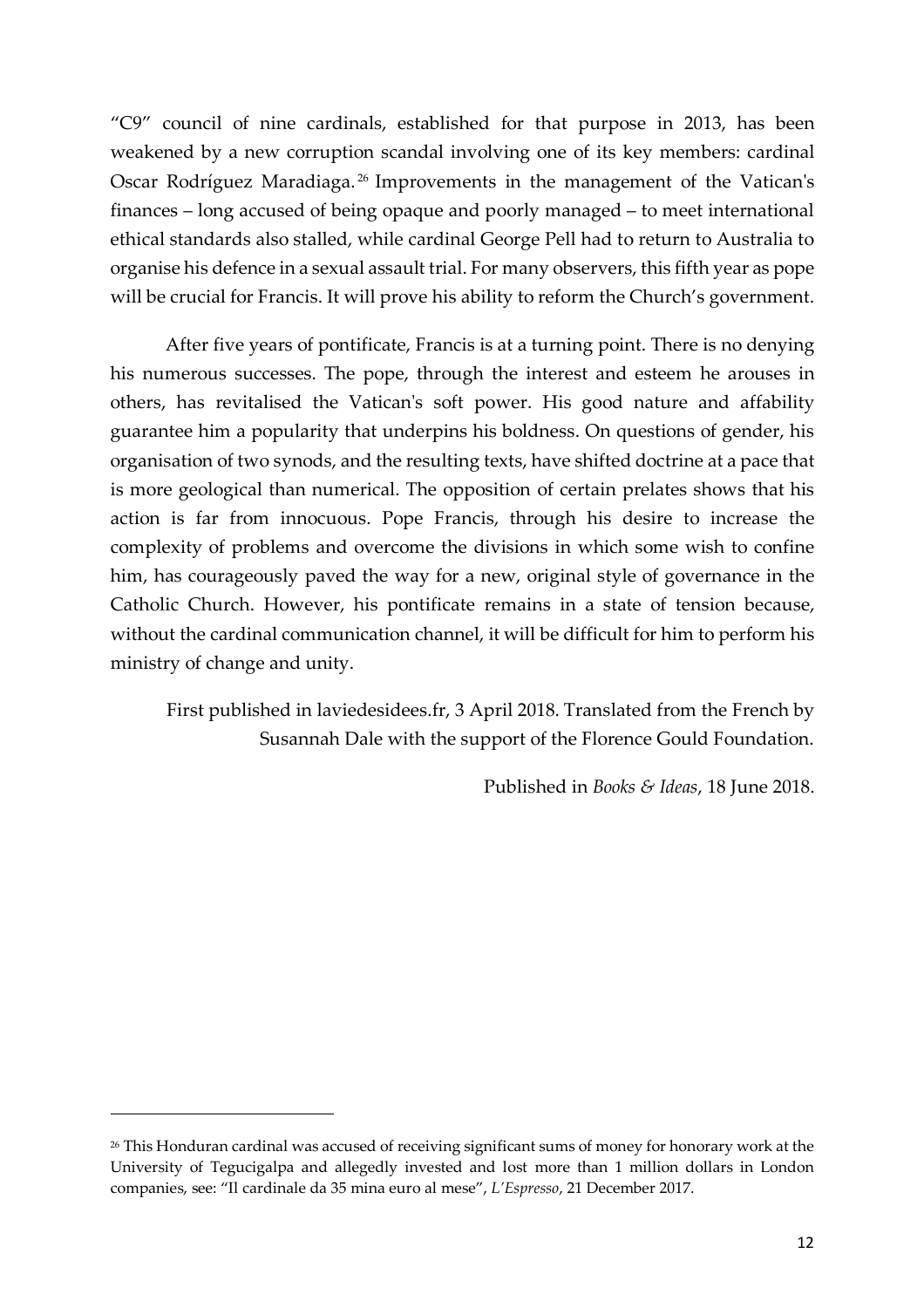"C9" council of nine cardinals, established for that purpose in 2013, has been weakened by a new corruption scandal involving one of its key members: cardinal Oscar Rodríguez Maradiaga.[26] Improvements in the management of the Vatican's finances – long accused of being opaque and poorly managed – to meet international ethical standards also stalled, while cardinal George Pell had to return to Australia to organise his defence in a sexual assault trial. For many observers, this fifth year as pope will be crucial for Francis. It will prove his ability to reform the Church's government.

After five years of pontificate, Francis is at a turning point. There is no denying his numerous successes. The pope, through the interest and esteem he arouses in others, has revitalised the Vatican's soft power. His good nature and affability guarantee him a popularity that underpins his boldness. On questions of gender, his organisation of two synods, and the resulting texts, have shifted doctrine at a pace that is more geological than numerical. The opposition of certain prelates shows that his action is far from innocuous. Pope Francis, through his desire to increase the complexity of problems and overcome the divisions in which some wish to confine him, has courageously paved the way for a new, original style of governance in the Catholic Church. However, his pontificate remains in a state of tension because, without the cardinal communication channel, it will be difficult for him to perform his ministry of change and unity.

First published in laviedesidees.fr, 3 April 2018. Translated from the French by Susannah Dale with the support of the Florence Gould Foundation.

Published in *Books & Ideas*, 18 June 2018.

[26] This Honduran cardinal was accused of receiving significant sums of money for honorary work at the University of Tegucigalpa and allegedly invested and lost more than 1 million dollars in London companies, see: "Il cardinale da 35 mina euro al mese", *L'Espresso*, 21 December 2017.